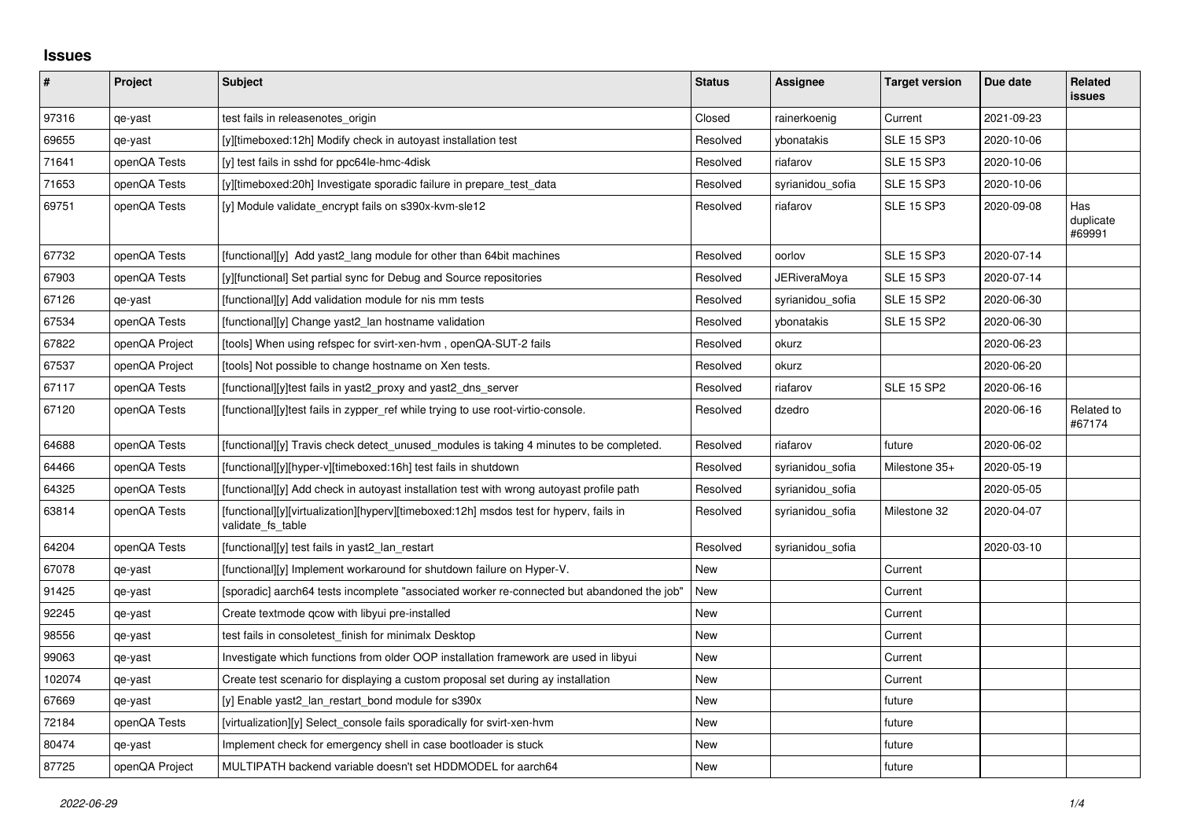# Issues

| # | Project | Subject | Status | Assignee | Target version | Due date | Related issues |
|---|---|---|---|---|---|---|---|
| 97316 | qe-yast | test fails in releasenotes_origin | Closed | rainerkoenig | Current | 2021-09-23 | |
| 69655 | qe-yast | [y][timeboxed:12h] Modify check in autoyast installation test | Resolved | ybonatakis | SLE 15 SP3 | 2020-10-06 | |
| 71641 | openQA Tests | [y] test fails in sshd for ppc64le-hmc-4disk | Resolved | riafarov | SLE 15 SP3 | 2020-10-06 | |
| 71653 | openQA Tests | [y][timeboxed:20h] Investigate sporadic failure in prepare_test_data | Resolved | syrianidou_sofia | SLE 15 SP3 | 2020-10-06 | |
| 69751 | openQA Tests | [y] Module validate_encrypt fails on s390x-kvm-sle12 | Resolved | riafarov | SLE 15 SP3 | 2020-09-08 | Has duplicate #69991 |
| 67732 | openQA Tests | [functional][y] Add yast2_lang module for other than 64bit machines | Resolved | oorlov | SLE 15 SP3 | 2020-07-14 | |
| 67903 | openQA Tests | [y][functional] Set partial sync for Debug and Source repositories | Resolved | JERiveraMoya | SLE 15 SP3 | 2020-07-14 | |
| 67126 | qe-yast | [functional][y] Add validation module for nis mm tests | Resolved | syrianidou_sofia | SLE 15 SP2 | 2020-06-30 | |
| 67534 | openQA Tests | [functional][y] Change yast2_lan hostname validation | Resolved | ybonatakis | SLE 15 SP2 | 2020-06-30 | |
| 67822 | openQA Project | [tools] When using refspec for svirt-xen-hvm , openQA-SUT-2 fails | Resolved | okurz | | 2020-06-23 | |
| 67537 | openQA Project | [tools] Not possible to change hostname on Xen tests. | Resolved | okurz | | 2020-06-20 | |
| 67117 | openQA Tests | [functional][y]test fails in yast2_proxy and yast2_dns_server | Resolved | riafarov | SLE 15 SP2 | 2020-06-16 | |
| 67120 | openQA Tests | [functional][y]test fails in zypper_ref while trying to use root-virtio-console. | Resolved | dzedro | | 2020-06-16 | Related to #67174 |
| 64688 | openQA Tests | [functional][y] Travis check detect_unused_modules is taking 4 minutes to be completed. | Resolved | riafarov | future | 2020-06-02 | |
| 64466 | openQA Tests | [functional][y][hyper-v][timeboxed:16h] test fails in shutdown | Resolved | syrianidou_sofia | Milestone 35+ | 2020-05-19 | |
| 64325 | openQA Tests | [functional][y] Add check in autoyast installation test with wrong autoyast profile path | Resolved | syrianidou_sofia | | 2020-05-05 | |
| 63814 | openQA Tests | [functional][y][virtualization][hyperv][timeboxed:12h] msdos test for hyperv, fails in validate_fs_table | Resolved | syrianidou_sofia | Milestone 32 | 2020-04-07 | |
| 64204 | openQA Tests | [functional][y] test fails in yast2_lan_restart | Resolved | syrianidou_sofia | | 2020-03-10 | |
| 67078 | qe-yast | [functional][y] Implement workaround for shutdown failure on Hyper-V. | New | | Current | | |
| 91425 | qe-yast | [sporadic] aarch64 tests incomplete "associated worker re-connected but abandoned the job" | New | | Current | | |
| 92245 | qe-yast | Create textmode qcow with libyui pre-installed | New | | Current | | |
| 98556 | qe-yast | test fails in consoletest_finish for minimalx Desktop | New | | Current | | |
| 99063 | qe-yast | Investigate which functions from older OOP installation framework are used in libyui | New | | Current | | |
| 102074 | qe-yast | Create test scenario for displaying a custom proposal set during ay installation | New | | Current | | |
| 67669 | qe-yast | [y] Enable yast2_lan_restart_bond module for s390x | New | | future | | |
| 72184 | openQA Tests | [virtualization][y] Select_console fails sporadically for svirt-xen-hvm | New | | future | | |
| 80474 | qe-yast | Implement check for emergency shell in case bootloader is stuck | New | | future | | |
| 87725 | openQA Project | MULTIPATH backend variable doesn't set HDDMODEL for aarch64 | New | | future | | |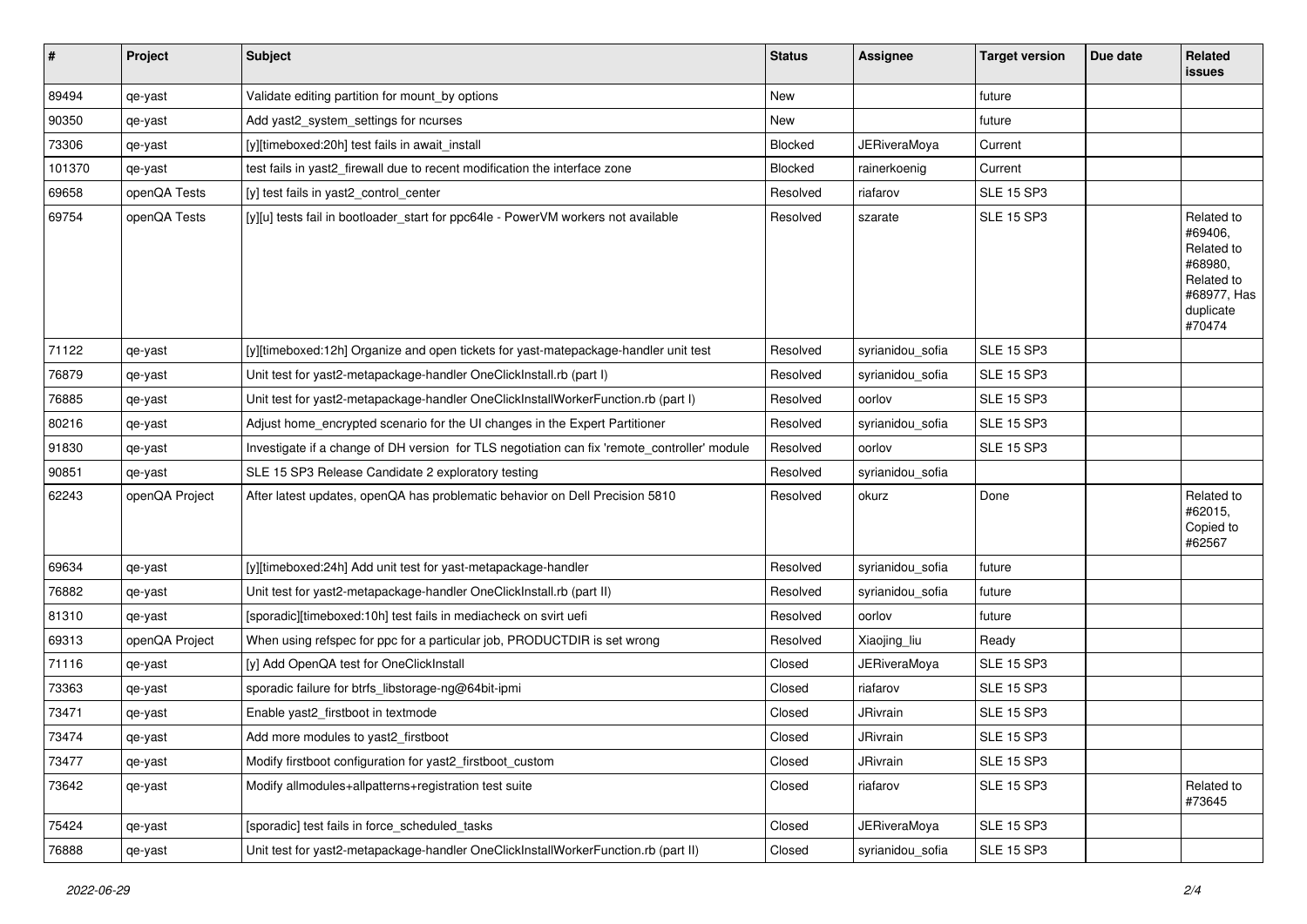| # | Project | Subject | Status | Assignee | Target version | Due date | Related issues |
|---|---|---|---|---|---|---|---|
| 89494 | qe-yast | Validate editing partition for mount_by options | New | | future | | |
| 90350 | qe-yast | Add yast2_system_settings for ncurses | New | | future | | |
| 73306 | qe-yast | [y][timeboxed:20h] test fails in await_install | Blocked | JERiveraMoya | Current | | |
| 101370 | qe-yast | test fails in yast2_firewall due to recent modification the interface zone | Blocked | rainerkoenig | Current | | |
| 69658 | openQA Tests | [y] test fails in yast2_control_center | Resolved | riafarov | SLE 15 SP3 | | |
| 69754 | openQA Tests | [y][u] tests fail in bootloader_start for ppc64le - PowerVM workers not available | Resolved | szarate | SLE 15 SP3 | | Related to #69406, Related to #68980, Related to #68977, Has duplicate #70474 |
| 71122 | qe-yast | [y][timeboxed:12h] Organize and open tickets for yast-matepackage-handler unit test | Resolved | syrianidou_sofia | SLE 15 SP3 | | |
| 76879 | qe-yast | Unit test for yast2-metapackage-handler OneClickInstall.rb (part I) | Resolved | syrianidou_sofia | SLE 15 SP3 | | |
| 76885 | qe-yast | Unit test for yast2-metapackage-handler OneClickInstallWorkerFunction.rb (part I) | Resolved | oorlov | SLE 15 SP3 | | |
| 80216 | qe-yast | Adjust home_encrypted scenario for the UI changes in the Expert Partitioner | Resolved | syrianidou_sofia | SLE 15 SP3 | | |
| 91830 | qe-yast | Investigate if a change of DH version for TLS negotiation can fix 'remote_controller' module | Resolved | oorlov | SLE 15 SP3 | | |
| 90851 | qe-yast | SLE 15 SP3 Release Candidate 2 exploratory testing | Resolved | syrianidou_sofia | | | |
| 62243 | openQA Project | After latest updates, openQA has problematic behavior on Dell Precision 5810 | Resolved | okurz | Done | | Related to #62015, Copied to #62567 |
| 69634 | qe-yast | [y][timeboxed:24h] Add unit test for yast-metapackage-handler | Resolved | syrianidou_sofia | future | | |
| 76882 | qe-yast | Unit test for yast2-metapackage-handler OneClickInstall.rb (part II) | Resolved | syrianidou_sofia | future | | |
| 81310 | qe-yast | [sporadic][timeboxed:10h] test fails in mediacheck on svirt uefi | Resolved | oorlov | future | | |
| 69313 | openQA Project | When using refspec for ppc for a particular job, PRODUCTDIR is set wrong | Resolved | Xiaojing_liu | Ready | | |
| 71116 | qe-yast | [y] Add OpenQA test for OneClickInstall | Closed | JERiveraMoya | SLE 15 SP3 | | |
| 73363 | qe-yast | sporadic failure for btrfs_libstorage-ng@64bit-ipmi | Closed | riafarov | SLE 15 SP3 | | |
| 73471 | qe-yast | Enable yast2_firstboot in textmode | Closed | JRivrain | SLE 15 SP3 | | |
| 73474 | qe-yast | Add more modules to yast2_firstboot | Closed | JRivrain | SLE 15 SP3 | | |
| 73477 | qe-yast | Modify firstboot configuration for yast2_firstboot_custom | Closed | JRivrain | SLE 15 SP3 | | |
| 73642 | qe-yast | Modify allmodules+allpatterns+registration test suite | Closed | riafarov | SLE 15 SP3 | | Related to #73645 |
| 75424 | qe-yast | [sporadic] test fails in force_scheduled_tasks | Closed | JERiveraMoya | SLE 15 SP3 | | |
| 76888 | qe-yast | Unit test for yast2-metapackage-handler OneClickInstallWorkerFunction.rb (part II) | Closed | syrianidou_sofia | SLE 15 SP3 | | |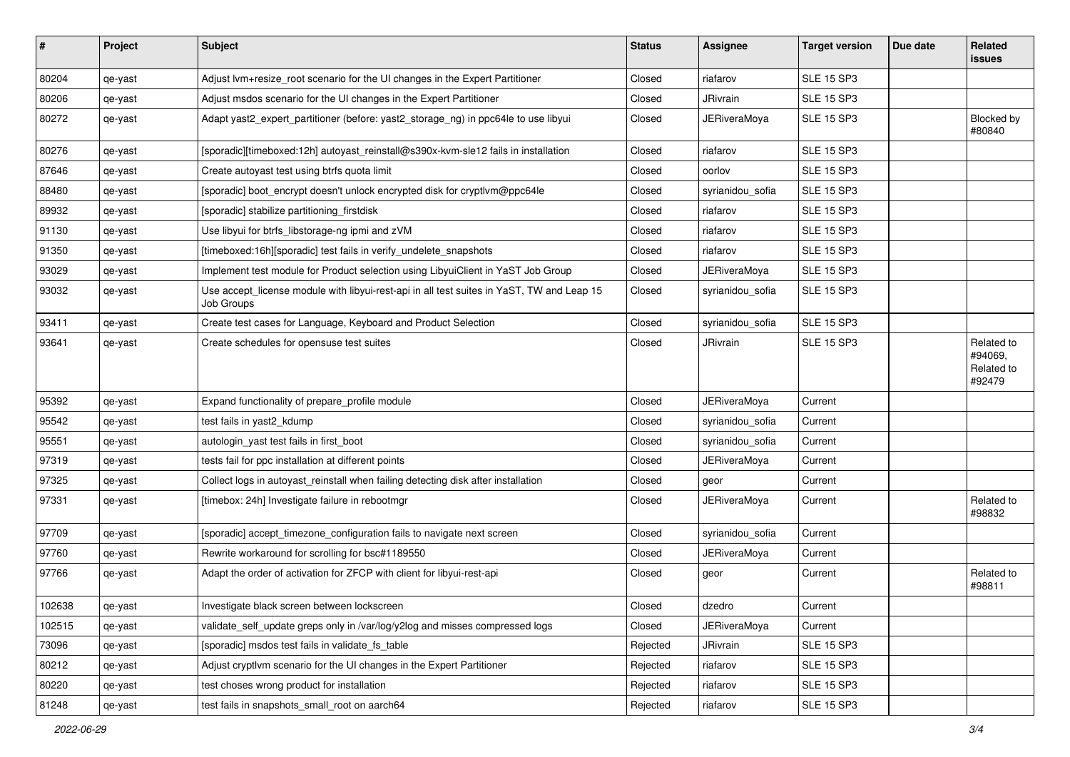| # | Project | Subject | Status | Assignee | Target version | Due date | Related issues |
|---|---|---|---|---|---|---|---|
| 80204 | qe-yast | Adjust lvm+resize_root scenario for the UI changes in the Expert Partitioner | Closed | riafarov | SLE 15 SP3 | | |
| 80206 | qe-yast | Adjust msdos scenario for the UI changes in the Expert Partitioner | Closed | JRivrain | SLE 15 SP3 | | |
| 80272 | qe-yast | Adapt yast2_expert_partitioner (before: yast2_storage_ng) in ppc64le to use libyui | Closed | JERiveraMoya | SLE 15 SP3 | | Blocked by #80840 |
| 80276 | qe-yast | [sporadic][timeboxed:12h] autoyast_reinstall@s390x-kvm-sle12 fails in installation | Closed | riafarov | SLE 15 SP3 | | |
| 87646 | qe-yast | Create autoyast test using btrfs quota limit | Closed | oorlov | SLE 15 SP3 | | |
| 88480 | qe-yast | [sporadic] boot_encrypt doesn't unlock encrypted disk for cryptlvm@ppc64le | Closed | syrianidou_sofia | SLE 15 SP3 | | |
| 89932 | qe-yast | [sporadic] stabilize partitioning_firstdisk | Closed | riafarov | SLE 15 SP3 | | |
| 91130 | qe-yast | Use libyui for btrfs_libstorage-ng ipmi and zVM | Closed | riafarov | SLE 15 SP3 | | |
| 91350 | qe-yast | [timeboxed:16h][sporadic] test fails in verify_undelete_snapshots | Closed | riafarov | SLE 15 SP3 | | |
| 93029 | qe-yast | Implement test module for Product selection using LibyuiClient in YaST Job Group | Closed | JERiveraMoya | SLE 15 SP3 | | |
| 93032 | qe-yast | Use accept_license module with libyui-rest-api in all test suites in YaST, TW and Leap 15 Job Groups | Closed | syrianidou_sofia | SLE 15 SP3 | | |
| 93411 | qe-yast | Create test cases for Language, Keyboard and Product Selection | Closed | syrianidou_sofia | SLE 15 SP3 | | |
| 93641 | qe-yast | Create schedules for opensuse test suites | Closed | JRivrain | SLE 15 SP3 | | Related to #94069, Related to #92479 |
| 95392 | qe-yast | Expand functionality of prepare_profile module | Closed | JERiveraMoya | Current | | |
| 95542 | qe-yast | test fails in yast2_kdump | Closed | syrianidou_sofia | Current | | |
| 95551 | qe-yast | autologin_yast test fails in first_boot | Closed | syrianidou_sofia | Current | | |
| 97319 | qe-yast | tests fail for ppc installation at different points | Closed | JERiveraMoya | Current | | |
| 97325 | qe-yast | Collect logs in autoyast_reinstall when failing detecting disk after installation | Closed | geor | Current | | |
| 97331 | qe-yast | [timebox: 24h] Investigate failure in rebootmgr | Closed | JERiveraMoya | Current | | Related to #98832 |
| 97709 | qe-yast | [sporadic] accept_timezone_configuration fails to navigate next screen | Closed | syrianidou_sofia | Current | | |
| 97760 | qe-yast | Rewrite workaround for scrolling for bsc#1189550 | Closed | JERiveraMoya | Current | | |
| 97766 | qe-yast | Adapt the order of activation for ZFCP with client for libyui-rest-api | Closed | geor | Current | | Related to #98811 |
| 102638 | qe-yast | Investigate black screen between lockscreen | Closed | dzedro | Current | | |
| 102515 | qe-yast | validate_self_update greps only in /var/log/y2log and misses compressed logs | Closed | JERiveraMoya | Current | | |
| 73096 | qe-yast | [sporadic] msdos test fails in validate_fs_table | Rejected | JRivrain | SLE 15 SP3 | | |
| 80212 | qe-yast | Adjust cryptlvm scenario for the UI changes in the Expert Partitioner | Rejected | riafarov | SLE 15 SP3 | | |
| 80220 | qe-yast | test choses wrong product for installation | Rejected | riafarov | SLE 15 SP3 | | |
| 81248 | qe-yast | test fails in snapshots_small_root on aarch64 | Rejected | riafarov | SLE 15 SP3 | | |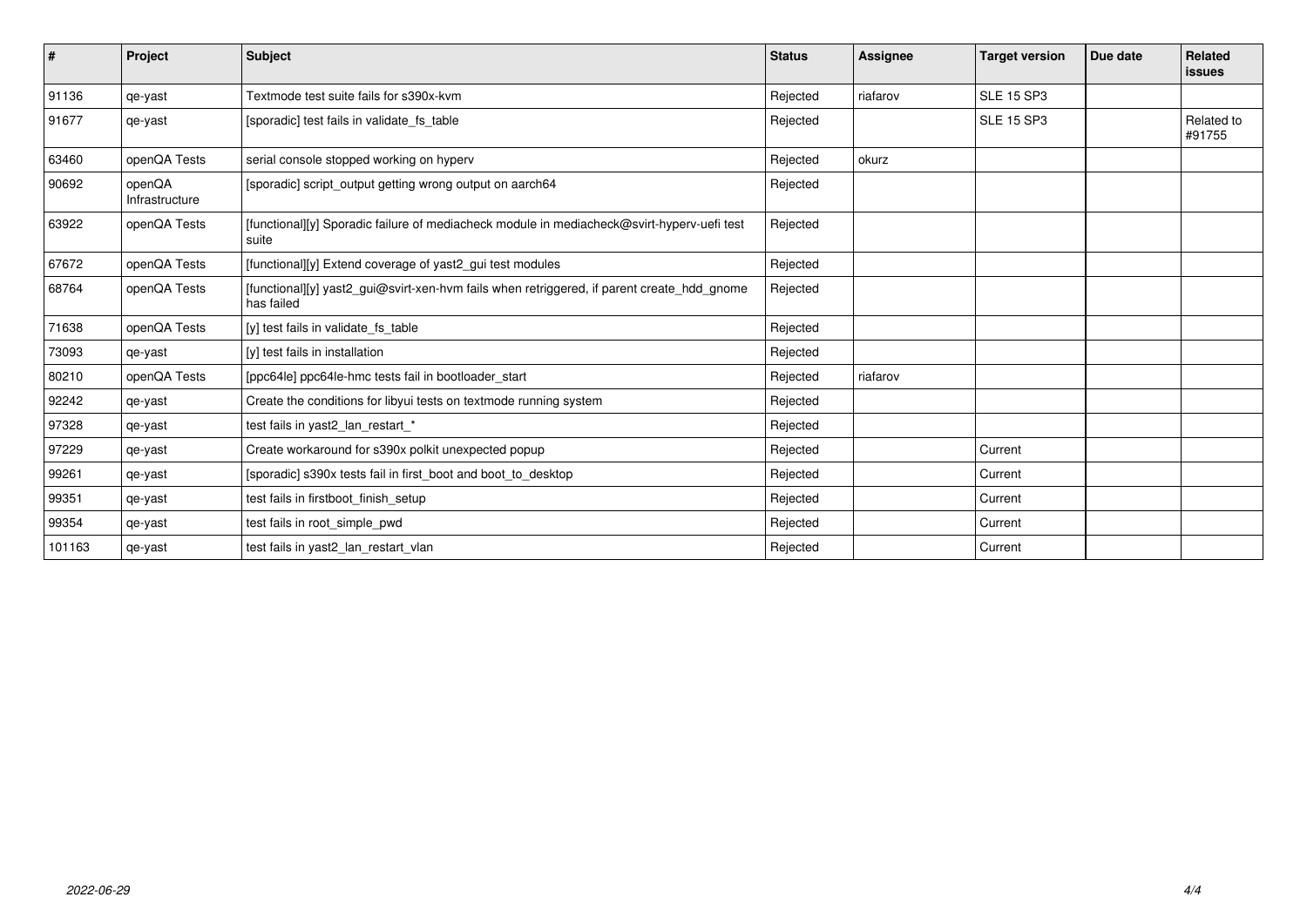| # | Project | Subject | Status | Assignee | Target version | Due date | Related issues |
|---|---|---|---|---|---|---|---|
| 91136 | qe-yast | Textmode test suite fails for s390x-kvm | Rejected | riafarov | SLE 15 SP3 | | |
| 91677 | qe-yast | [sporadic] test fails in validate_fs_table | Rejected | | SLE 15 SP3 | | Related to #91755 |
| 63460 | openQA Tests | serial console stopped working on hyperv | Rejected | okurz | | | |
| 90692 | openQA Infrastructure | [sporadic] script_output getting wrong output on aarch64 | Rejected | | | | |
| 63922 | openQA Tests | [functional][y] Sporadic failure of mediacheck module in mediacheck@svirt-hyperv-uefi test suite | Rejected | | | | |
| 67672 | openQA Tests | [functional][y] Extend coverage of yast2_gui test modules | Rejected | | | | |
| 68764 | openQA Tests | [functional][y] yast2_gui@svirt-xen-hvm fails when retriggered, if parent create_hdd_gnome has failed | Rejected | | | | |
| 71638 | openQA Tests | [y] test fails in validate_fs_table | Rejected | | | | |
| 73093 | qe-yast | [y] test fails in installation | Rejected | | | | |
| 80210 | openQA Tests | [ppc64le] ppc64le-hmc tests fail in bootloader_start | Rejected | riafarov | | | |
| 92242 | qe-yast | Create the conditions for libyui tests on textmode running system | Rejected | | | | |
| 97328 | qe-yast | test fails in yast2_lan_restart_* | Rejected | | | | |
| 97229 | qe-yast | Create workaround for s390x polkit unexpected popup | Rejected | | Current | | |
| 99261 | qe-yast | [sporadic] s390x tests fail in first_boot and boot_to_desktop | Rejected | | Current | | |
| 99351 | qe-yast | test fails in firstboot_finish_setup | Rejected | | Current | | |
| 99354 | qe-yast | test fails in root_simple_pwd | Rejected | | Current | | |
| 101163 | qe-yast | test fails in yast2_lan_restart_vlan | Rejected | | Current | | |